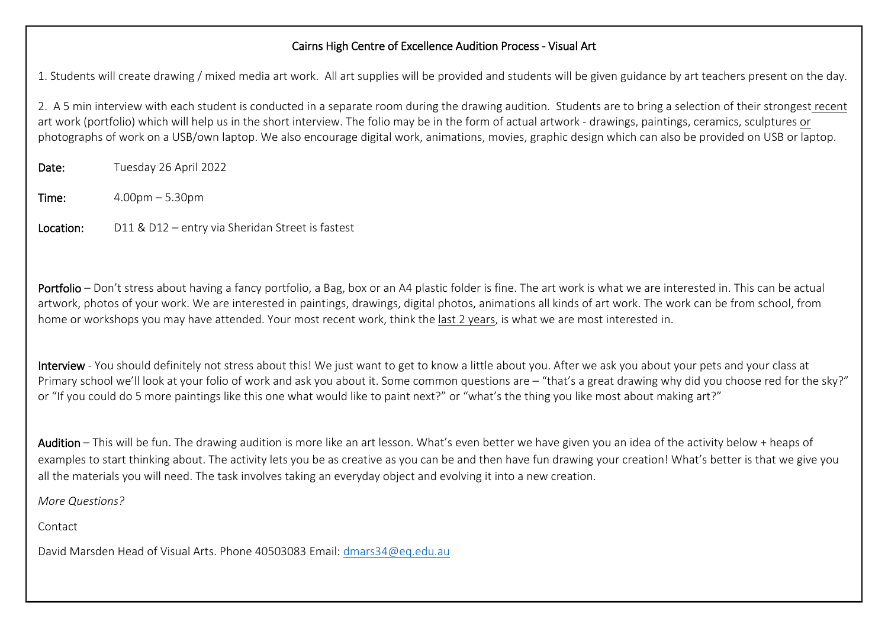# Cairns High Centre of Excellence Audition Process - Visual Art

1. Students will create drawing / mixed media art work. All art supplies will be provided and students will be given guidance by art teachers present on the day.

2. A 5 min interview with each student is conducted in a separate room during the drawing audition. Students are to bring a selection of their strongest recent art work (portfolio) which will help us in the short interview. The folio may be in the form of actual artwork - drawings, paintings, ceramics, sculptures or photographs of work on a USB/own laptop. We also encourage digital work, animations, movies, graphic design which can also be provided on USB or laptop.

**Date:** Tuesday 26 April 2022

**Time:** 4.00pm – 5.30pm

**Location:** D11 & D12 – entry via Sheridan Street is fastest

**Portfolio** – Don't stress about having a fancy portfolio, a Bag, box or an A4 plastic folder is fine. The art work is what we are interested in. This can be actual artwork, photos of your work. We are interested in paintings, drawings, digital photos, animations all kinds of art work. The work can be from school, from home or workshops you may have attended. Your most recent work, think the last 2 years, is what we are most interested in.

**Interview** - You should definitely not stress about this! We just want to get to know a little about you. After we ask you about your pets and your class at Primary school we'll look at your folio of work and ask you about it. Some common questions are – "that's a great drawing why did you choose red for the sky?" or "If you could do 5 more paintings like this one what would like to paint next?" or "what's the thing you like most about making art?"

**Audition** – This will be fun. The drawing audition is more like an art lesson. What's even better we have given you an idea of the activity below + heaps of examples to start thinking about. The activity lets you be as creative as you can be and then have fun drawing your creation! What's better is that we give you all the materials you will need. The task involves taking an everyday object and evolving it into a new creation.

*More Questions?*

Contact

David Marsden Head of Visual Arts. Phone 40503083 Email: dmars34@eq.edu.au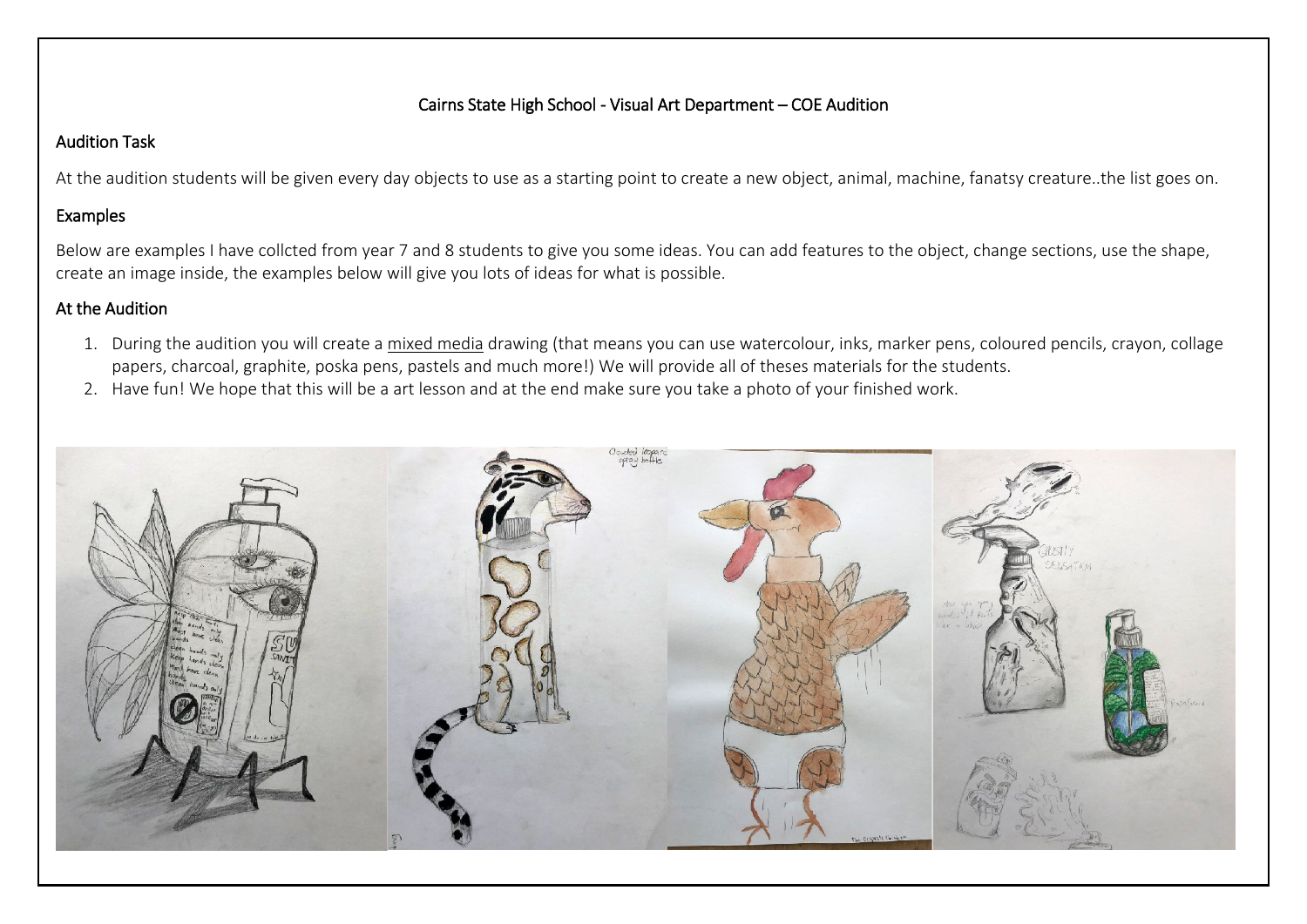# Cairns State High School - Visual Art Department – COE Audition

## Audition Task

At the audition students will be given every day objects to use as a starting point to create a new object, animal, machine, fanatsy creature..the list goes on.

## Examples

Below are examples I have collcted from year 7 and 8 students to give you some ideas. You can add features to the object, change sections, use the shape, create an image inside, the examples below will give you lots of ideas for what is possible.

## At the Audition

1. During the audition you will create a mixed media drawing (that means you can use watercolour, inks, marker pens, coloured pencils, crayon, collage papers, charcoal, graphite, poska pens, pastels and much more!) We will provide all of theses materials for the students.
2. Have fun! We hope that this will be a art lesson and at the end make sure you take a photo of your finished work.